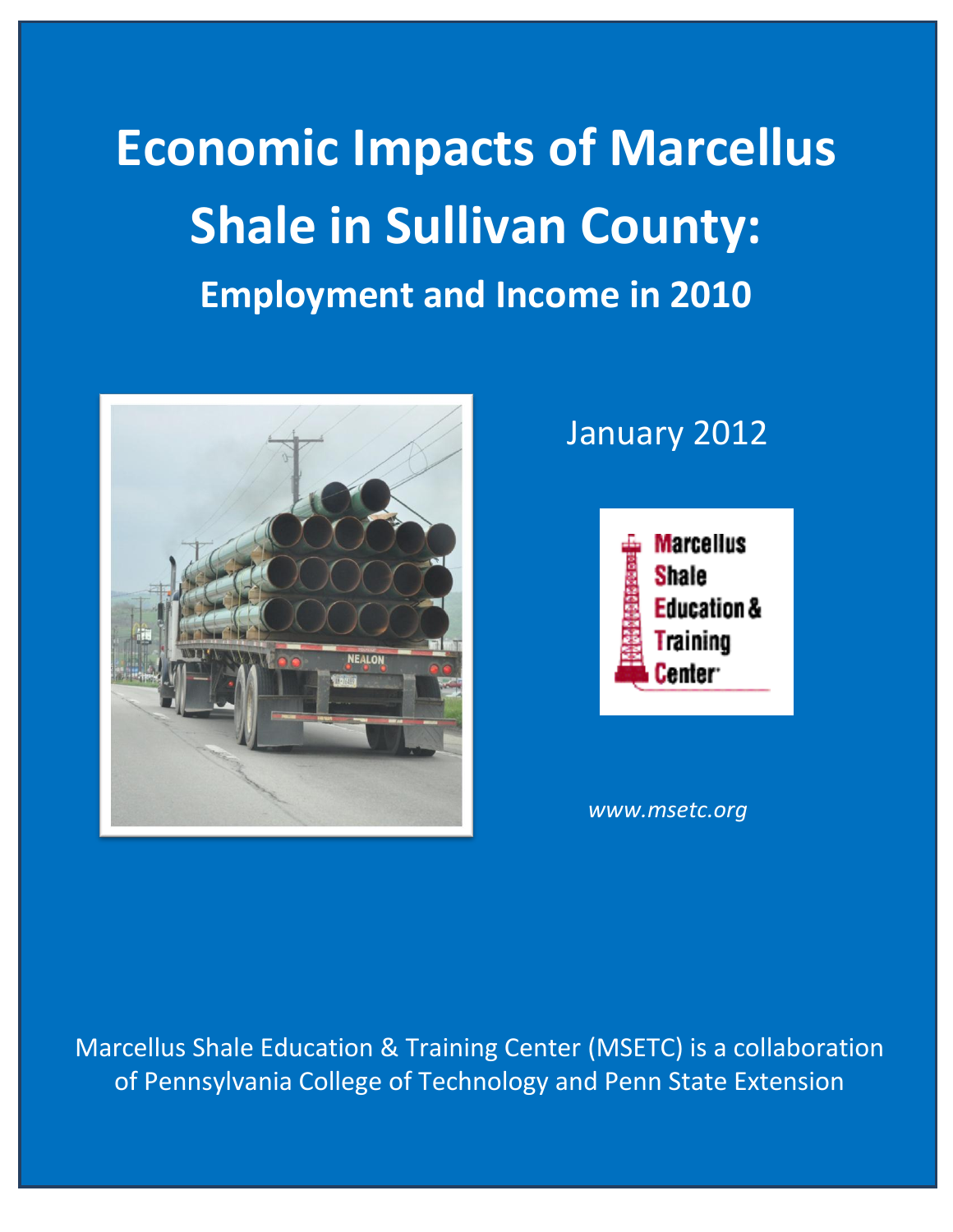# Economic Impacts of Marcellus Shale in Sullivan County:

## Employment and Income in 2010

January 2012

*www.msetc.org*

Marcellus Shale Education & Training Center (MSETC) is a collaboration of Pennsylvania College of Technology and Penn State Extension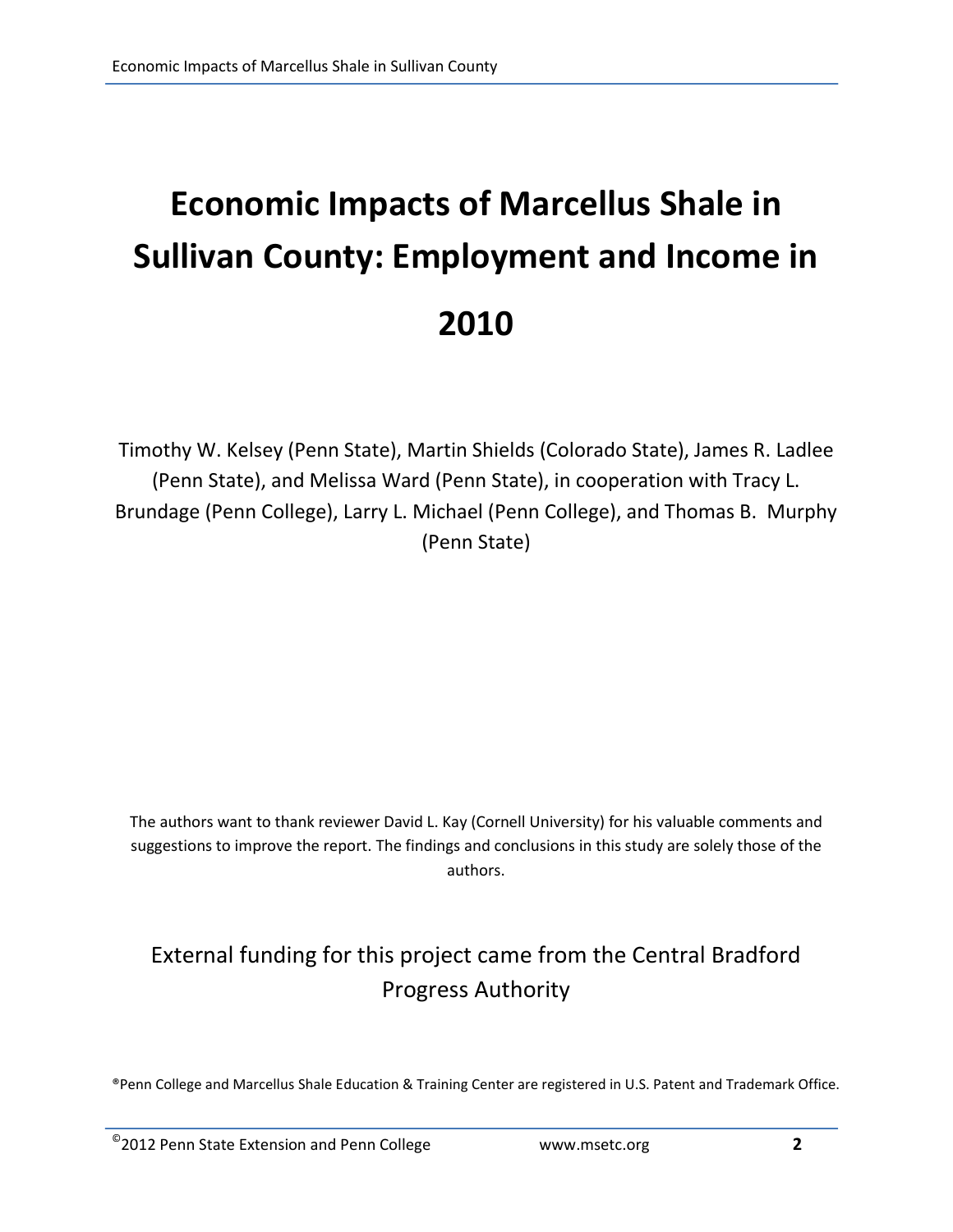# Economic Impacts of Marcellus Shale in Sullivan County: Employment and Income in 2010

Timothy W. Kelsey (Penn State), Martin Shields (Colorado State), James R. Ladlee (Penn State), and Melissa Ward (Penn State), in cooperation with Tracy L. Brundage (Penn College), Larry L. Michael (Penn College), and Thomas B. Murphy (Penn State)

The authors want to thank reviewer David L. Kay (Cornell University) for his valuable comments and suggestions to improve the report. The findings and conclusions in this study are solely those of the authors.

External funding for this project came from the Central Bradford Progress Authority

®Penn College and Marcellus Shale Education & Training Center are registered in U.S. Patent and Trademark Office.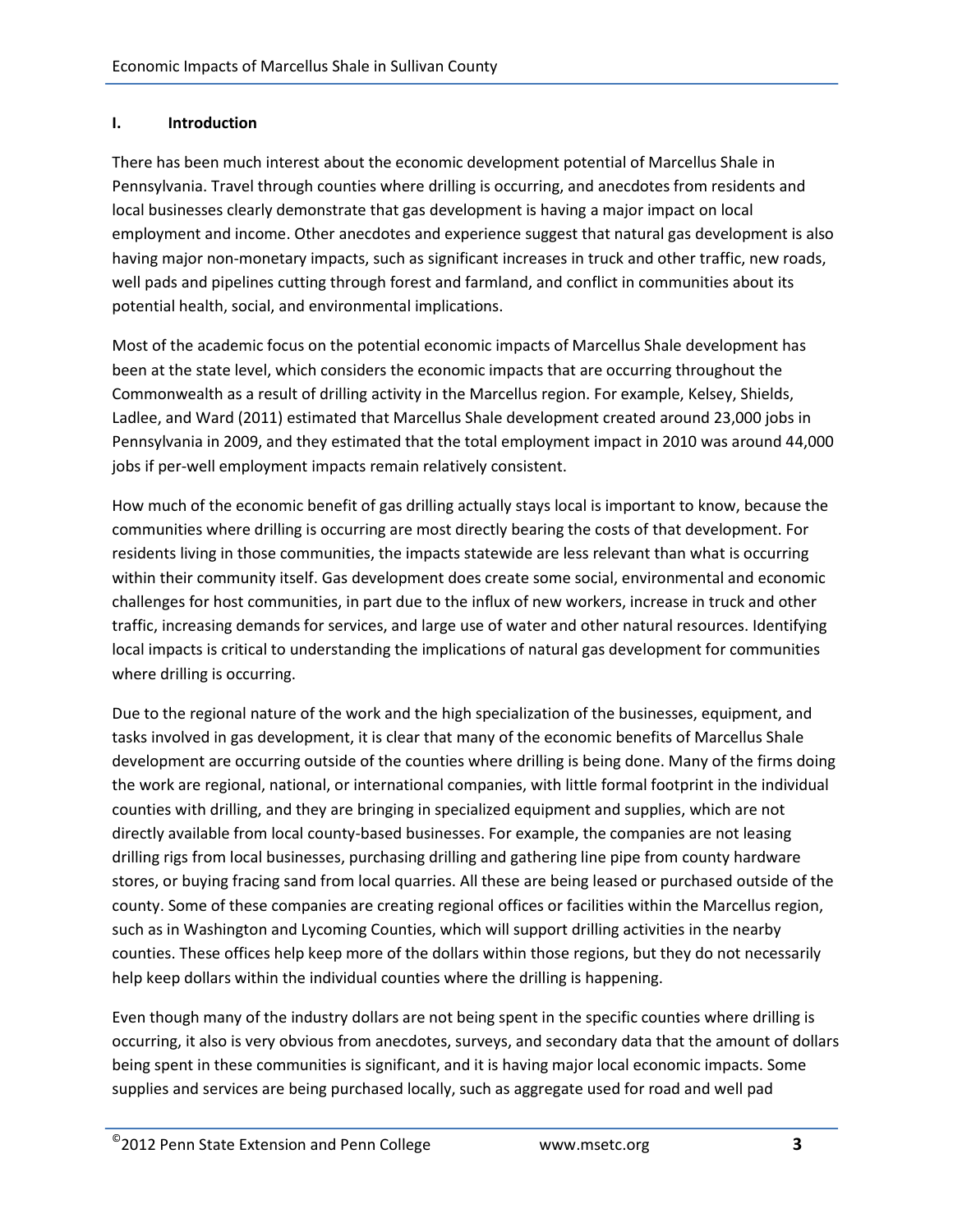## I. Introduction

There has been much interest about the economic development potential of Marcellus Shale in Pennsylvania. Travel through counties where drilling is occurring, and anecdotes from residents and local businesses clearly demonstrate that gas development is having a major impact on local employment and income. Other anecdotes and experience suggest that natural gas development is also having major non-monetary impacts, such as significant increases in truck and other traffic, new roads, well pads and pipelines cutting through forest and farmland, and conflict in communities about its potential health, social, and environmental implications.

Most of the academic focus on the potential economic impacts of Marcellus Shale development has been at the state level, which considers the economic impacts that are occurring throughout the Commonwealth as a result of drilling activity in the Marcellus region. For example, Kelsey, Shields, Ladlee, and Ward (2011) estimated that Marcellus Shale development created around 23,000 jobs in Pennsylvania in 2009, and they estimated that the total employment impact in 2010 was around 44,000 jobs if per-well employment impacts remain relatively consistent.

How much of the economic benefit of gas drilling actually stays local is important to know, because the communities where drilling is occurring are most directly bearing the costs of that development. For residents living in those communities, the impacts statewide are less relevant than what is occurring within their community itself. Gas development does create some social, environmental and economic challenges for host communities, in part due to the influx of new workers, increase in truck and other traffic, increasing demands for services, and large use of water and other natural resources. Identifying local impacts is critical to understanding the implications of natural gas development for communities where drilling is occurring.

Due to the regional nature of the work and the high specialization of the businesses, equipment, and tasks involved in gas development, it is clear that many of the economic benefits of Marcellus Shale development are occurring outside of the counties where drilling is being done. Many of the firms doing the work are regional, national, or international companies, with little formal footprint in the individual counties with drilling, and they are bringing in specialized equipment and supplies, which are not directly available from local county-based businesses. For example, the companies are not leasing drilling rigs from local businesses, purchasing drilling and gathering line pipe from county hardware stores, or buying fracing sand from local quarries. All these are being leased or purchased outside of the county. Some of these companies are creating regional offices or facilities within the Marcellus region, such as in Washington and Lycoming Counties, which will support drilling activities in the nearby counties. These offices help keep more of the dollars within those regions, but they do not necessarily help keep dollars within the individual counties where the drilling is happening.

Even though many of the industry dollars are not being spent in the specific counties where drilling is occurring, it also is very obvious from anecdotes, surveys, and secondary data that the amount of dollars being spent in these communities is significant, and it is having major local economic impacts. Some supplies and services are being purchased locally, such as aggregate used for road and well pad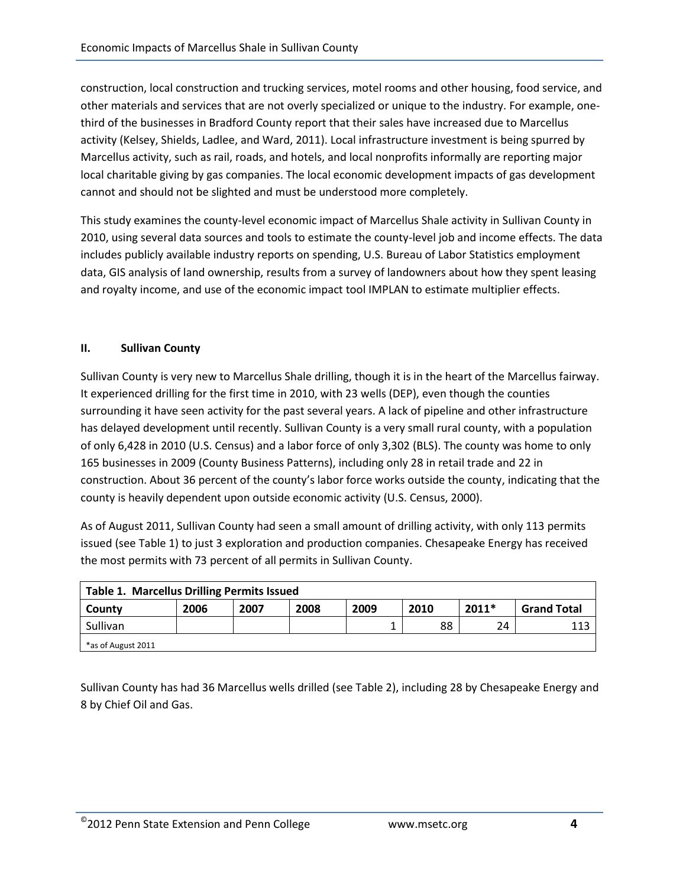construction, local construction and trucking services, motel rooms and other housing, food service, and other materials and services that are not overly specialized or unique to the industry. For example, one-third of the businesses in Bradford County report that their sales have increased due to Marcellus activity (Kelsey, Shields, Ladlee, and Ward, 2011). Local infrastructure investment is being spurred by Marcellus activity, such as rail, roads, and hotels, and local nonprofits informally are reporting major local charitable giving by gas companies. The local economic development impacts of gas development cannot and should not be slighted and must be understood more completely.

This study examines the county-level economic impact of Marcellus Shale activity in Sullivan County in 2010, using several data sources and tools to estimate the county-level job and income effects. The data includes publicly available industry reports on spending, U.S. Bureau of Labor Statistics employment data, GIS analysis of land ownership, results from a survey of landowners about how they spent leasing and royalty income, and use of the economic impact tool IMPLAN to estimate multiplier effects.

## II. Sullivan County

Sullivan County is very new to Marcellus Shale drilling, though it is in the heart of the Marcellus fairway. It experienced drilling for the first time in 2010, with 23 wells (DEP), even though the counties surrounding it have seen activity for the past several years. A lack of pipeline and other infrastructure has delayed development until recently. Sullivan County is a very small rural county, with a population of only 6,428 in 2010 (U.S. Census) and a labor force of only 3,302 (BLS). The county was home to only 165 businesses in 2009 (County Business Patterns), including only 28 in retail trade and 22 in construction. About 36 percent of the county's labor force works outside the county, indicating that the county is heavily dependent upon outside economic activity (U.S. Census, 2000).

As of August 2011, Sullivan County had seen a small amount of drilling activity, with only 113 permits issued (see Table 1) to just 3 exploration and production companies. Chesapeake Energy has received the most permits with 73 percent of all permits in Sullivan County.

**Table 1. Marcellus Drilling Permits Issued**

| County | 2006 | 2007 | 2008 | 2009 | 2010 | 2011* | Grand Total |
|---|---|---|---|---|---|---|---|
| Sullivan | | | | 1 | 88 | 24 | 113 |

*as of August 2011

Sullivan County has had 36 Marcellus wells drilled (see Table 2), including 28 by Chesapeake Energy and 8 by Chief Oil and Gas.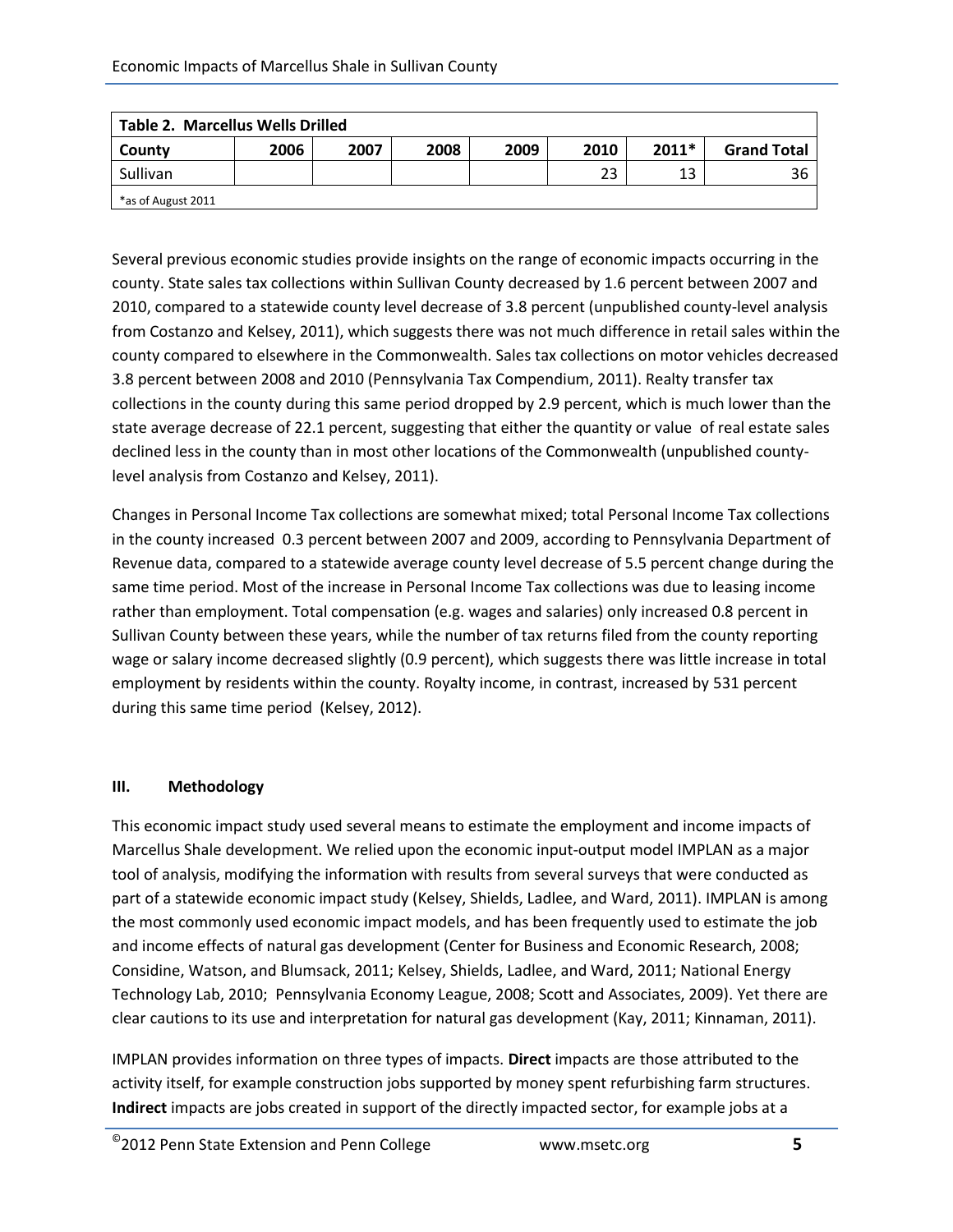| Table 2. Marcellus Wells Drilled | | | | | | | |
|---|---|---|---|---|---|---|---|
| County | 2006 | 2007 | 2008 | 2009 | 2010 | 2011* | Grand Total |
| Sullivan | | | | | 23 | 13 | 36 |

*as of August 2011

Several previous economic studies provide insights on the range of economic impacts occurring in the county. State sales tax collections within Sullivan County decreased by 1.6 percent between 2007 and 2010, compared to a statewide county level decrease of 3.8 percent (unpublished county-level analysis from Costanzo and Kelsey, 2011), which suggests there was not much difference in retail sales within the county compared to elsewhere in the Commonwealth. Sales tax collections on motor vehicles decreased 3.8 percent between 2008 and 2010 (Pennsylvania Tax Compendium, 2011). Realty transfer tax collections in the county during this same period dropped by 2.9 percent, which is much lower than the state average decrease of 22.1 percent, suggesting that either the quantity or value of real estate sales declined less in the county than in most other locations of the Commonwealth (unpublished county-level analysis from Costanzo and Kelsey, 2011).

Changes in Personal Income Tax collections are somewhat mixed; total Personal Income Tax collections in the county increased 0.3 percent between 2007 and 2009, according to Pennsylvania Department of Revenue data, compared to a statewide average county level decrease of 5.5 percent change during the same time period. Most of the increase in Personal Income Tax collections was due to leasing income rather than employment. Total compensation (e.g. wages and salaries) only increased 0.8 percent in Sullivan County between these years, while the number of tax returns filed from the county reporting wage or salary income decreased slightly (0.9 percent), which suggests there was little increase in total employment by residents within the county. Royalty income, in contrast, increased by 531 percent during this same time period (Kelsey, 2012).

## III. Methodology

This economic impact study used several means to estimate the employment and income impacts of Marcellus Shale development. We relied upon the economic input-output model IMPLAN as a major tool of analysis, modifying the information with results from several surveys that were conducted as part of a statewide economic impact study (Kelsey, Shields, Ladlee, and Ward, 2011). IMPLAN is among the most commonly used economic impact models, and has been frequently used to estimate the job and income effects of natural gas development (Center for Business and Economic Research, 2008; Considine, Watson, and Blumsack, 2011; Kelsey, Shields, Ladlee, and Ward, 2011; National Energy Technology Lab, 2010; Pennsylvania Economy League, 2008; Scott and Associates, 2009). Yet there are clear cautions to its use and interpretation for natural gas development (Kay, 2011; Kinnaman, 2011).

IMPLAN provides information on three types of impacts. **Direct** impacts are those attributed to the activity itself, for example construction jobs supported by money spent refurbishing farm structures. **Indirect** impacts are jobs created in support of the directly impacted sector, for example jobs at a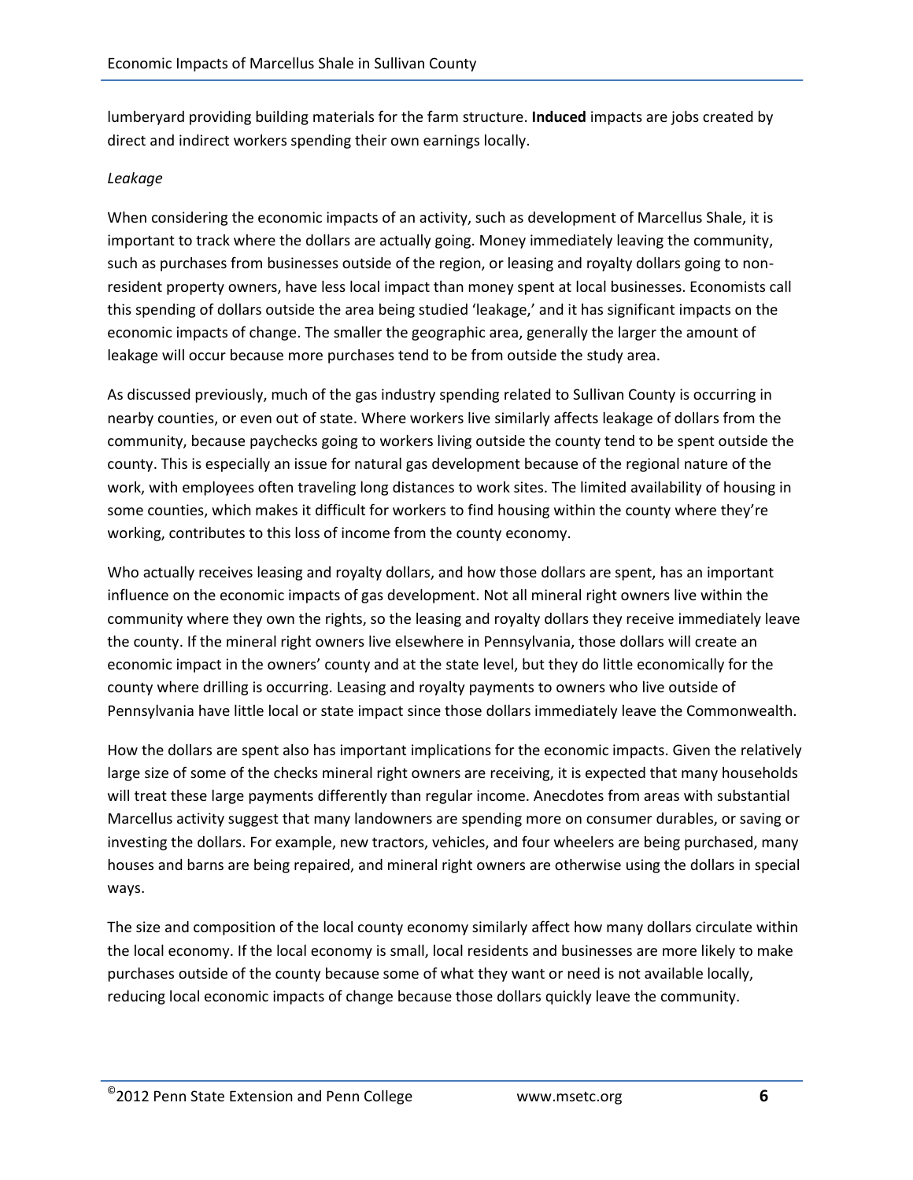lumberyard providing building materials for the farm structure. **Induced** impacts are jobs created by direct and indirect workers spending their own earnings locally.

*Leakage*

When considering the economic impacts of an activity, such as development of Marcellus Shale, it is important to track where the dollars are actually going. Money immediately leaving the community, such as purchases from businesses outside of the region, or leasing and royalty dollars going to non-resident property owners, have less local impact than money spent at local businesses. Economists call this spending of dollars outside the area being studied 'leakage,' and it has significant impacts on the economic impacts of change. The smaller the geographic area, generally the larger the amount of leakage will occur because more purchases tend to be from outside the study area.

As discussed previously, much of the gas industry spending related to Sullivan County is occurring in nearby counties, or even out of state. Where workers live similarly affects leakage of dollars from the community, because paychecks going to workers living outside the county tend to be spent outside the county. This is especially an issue for natural gas development because of the regional nature of the work, with employees often traveling long distances to work sites. The limited availability of housing in some counties, which makes it difficult for workers to find housing within the county where they're working, contributes to this loss of income from the county economy.

Who actually receives leasing and royalty dollars, and how those dollars are spent, has an important influence on the economic impacts of gas development. Not all mineral right owners live within the community where they own the rights, so the leasing and royalty dollars they receive immediately leave the county. If the mineral right owners live elsewhere in Pennsylvania, those dollars will create an economic impact in the owners' county and at the state level, but they do little economically for the county where drilling is occurring. Leasing and royalty payments to owners who live outside of Pennsylvania have little local or state impact since those dollars immediately leave the Commonwealth.

How the dollars are spent also has important implications for the economic impacts. Given the relatively large size of some of the checks mineral right owners are receiving, it is expected that many households will treat these large payments differently than regular income. Anecdotes from areas with substantial Marcellus activity suggest that many landowners are spending more on consumer durables, or saving or investing the dollars. For example, new tractors, vehicles, and four wheelers are being purchased, many houses and barns are being repaired, and mineral right owners are otherwise using the dollars in special ways.

The size and composition of the local county economy similarly affect how many dollars circulate within the local economy. If the local economy is small, local residents and businesses are more likely to make purchases outside of the county because some of what they want or need is not available locally, reducing local economic impacts of change because those dollars quickly leave the community.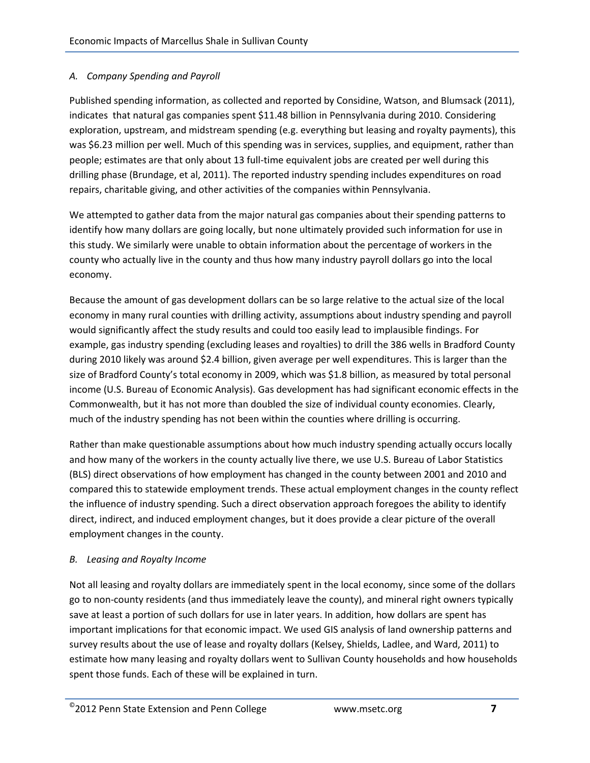*A. Company Spending and Payroll*

Published spending information, as collected and reported by Considine, Watson, and Blumsack (2011), indicates that natural gas companies spent $11.48 billion in Pennsylvania during 2010. Considering exploration, upstream, and midstream spending (e.g. everything but leasing and royalty payments), this was $6.23 million per well. Much of this spending was in services, supplies, and equipment, rather than people; estimates are that only about 13 full-time equivalent jobs are created per well during this drilling phase (Brundage, et al, 2011). The reported industry spending includes expenditures on road repairs, charitable giving, and other activities of the companies within Pennsylvania.

We attempted to gather data from the major natural gas companies about their spending patterns to identify how many dollars are going locally, but none ultimately provided such information for use in this study. We similarly were unable to obtain information about the percentage of workers in the county who actually live in the county and thus how many industry payroll dollars go into the local economy.

Because the amount of gas development dollars can be so large relative to the actual size of the local economy in many rural counties with drilling activity, assumptions about industry spending and payroll would significantly affect the study results and could too easily lead to implausible findings. For example, gas industry spending (excluding leases and royalties) to drill the 386 wells in Bradford County during 2010 likely was around $2.4 billion, given average per well expenditures. This is larger than the size of Bradford County's total economy in 2009, which was $1.8 billion, as measured by total personal income (U.S. Bureau of Economic Analysis). Gas development has had significant economic effects in the Commonwealth, but it has not more than doubled the size of individual county economies. Clearly, much of the industry spending has not been within the counties where drilling is occurring.

Rather than make questionable assumptions about how much industry spending actually occurs locally and how many of the workers in the county actually live there, we use U.S. Bureau of Labor Statistics (BLS) direct observations of how employment has changed in the county between 2001 and 2010 and compared this to statewide employment trends. These actual employment changes in the county reflect the influence of industry spending. Such a direct observation approach foregoes the ability to identify direct, indirect, and induced employment changes, but it does provide a clear picture of the overall employment changes in the county.

*B. Leasing and Royalty Income*

Not all leasing and royalty dollars are immediately spent in the local economy, since some of the dollars go to non-county residents (and thus immediately leave the county), and mineral right owners typically save at least a portion of such dollars for use in later years. In addition, how dollars are spent has important implications for that economic impact. We used GIS analysis of land ownership patterns and survey results about the use of lease and royalty dollars (Kelsey, Shields, Ladlee, and Ward, 2011) to estimate how many leasing and royalty dollars went to Sullivan County households and how households spent those funds. Each of these will be explained in turn.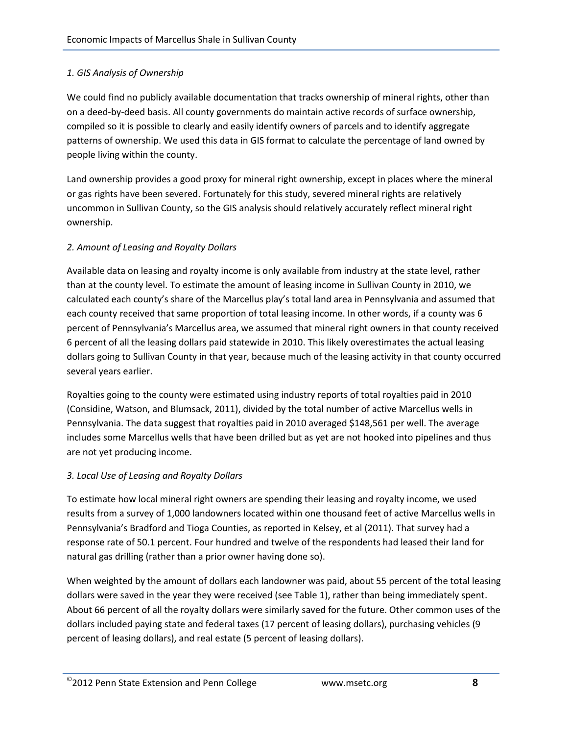*1. GIS Analysis of Ownership*

We could find no publicly available documentation that tracks ownership of mineral rights, other than on a deed-by-deed basis. All county governments do maintain active records of surface ownership, compiled so it is possible to clearly and easily identify owners of parcels and to identify aggregate patterns of ownership. We used this data in GIS format to calculate the percentage of land owned by people living within the county.

Land ownership provides a good proxy for mineral right ownership, except in places where the mineral or gas rights have been severed. Fortunately for this study, severed mineral rights are relatively uncommon in Sullivan County, so the GIS analysis should relatively accurately reflect mineral right ownership.

*2. Amount of Leasing and Royalty Dollars*

Available data on leasing and royalty income is only available from industry at the state level, rather than at the county level. To estimate the amount of leasing income in Sullivan County in 2010, we calculated each county's share of the Marcellus play's total land area in Pennsylvania and assumed that each county received that same proportion of total leasing income. In other words, if a county was 6 percent of Pennsylvania's Marcellus area, we assumed that mineral right owners in that county received 6 percent of all the leasing dollars paid statewide in 2010. This likely overestimates the actual leasing dollars going to Sullivan County in that year, because much of the leasing activity in that county occurred several years earlier.

Royalties going to the county were estimated using industry reports of total royalties paid in 2010 (Considine, Watson, and Blumsack, 2011), divided by the total number of active Marcellus wells in Pennsylvania. The data suggest that royalties paid in 2010 averaged $148,561 per well. The average includes some Marcellus wells that have been drilled but as yet are not hooked into pipelines and thus are not yet producing income.

*3. Local Use of Leasing and Royalty Dollars*

To estimate how local mineral right owners are spending their leasing and royalty income, we used results from a survey of 1,000 landowners located within one thousand feet of active Marcellus wells in Pennsylvania's Bradford and Tioga Counties, as reported in Kelsey, et al (2011). That survey had a response rate of 50.1 percent. Four hundred and twelve of the respondents had leased their land for natural gas drilling (rather than a prior owner having done so).

When weighted by the amount of dollars each landowner was paid, about 55 percent of the total leasing dollars were saved in the year they were received (see Table 1), rather than being immediately spent. About 66 percent of all the royalty dollars were similarly saved for the future. Other common uses of the dollars included paying state and federal taxes (17 percent of leasing dollars), purchasing vehicles (9 percent of leasing dollars), and real estate (5 percent of leasing dollars).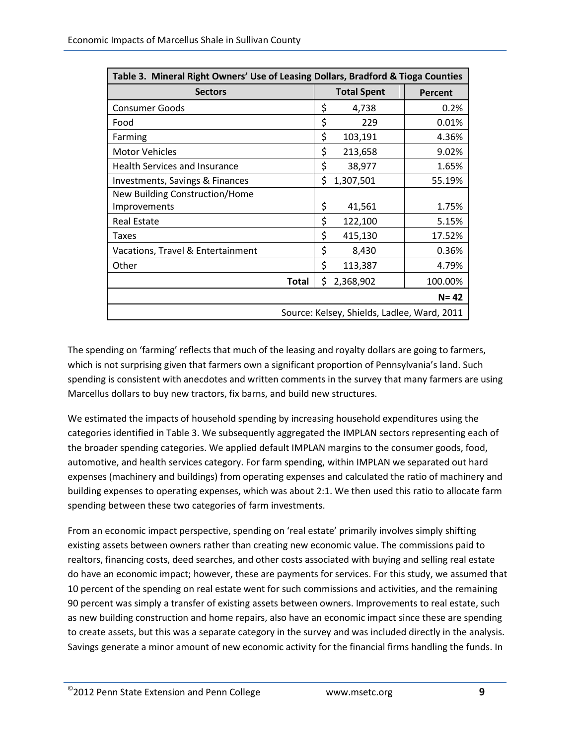| Table 3. Mineral Right Owners' Use of Leasing Dollars, Bradford & Tioga Counties | | |
|---|---|---|
| **Sectors** | **Total Spent** | **Percent** |
| Consumer Goods | $ 4,738 | 0.2% |
| Food | $ 229 | 0.01% |
| Farming | $ 103,191 | 4.36% |
| Motor Vehicles | $ 213,658 | 9.02% |
| Health Services and Insurance | $ 38,977 | 1.65% |
| Investments, Savings & Finances | $ 1,307,501 | 55.19% |
| New Building Construction/Home Improvements | $ 41,561 | 1.75% |
| Real Estate | $ 122,100 | 5.15% |
| Taxes | $ 415,130 | 17.52% |
| Vacations, Travel & Entertainment | $ 8,430 | 0.36% |
| Other | $ 113,387 | 4.79% |
| **Total** | $ 2,368,902 | 100.00% |
| | | **N= 42** |
| Source: Kelsey, Shields, Ladlee, Ward, 2011 | | |

The spending on 'farming' reflects that much of the leasing and royalty dollars are going to farmers, which is not surprising given that farmers own a significant proportion of Pennsylvania's land. Such spending is consistent with anecdotes and written comments in the survey that many farmers are using Marcellus dollars to buy new tractors, fix barns, and build new structures.

We estimated the impacts of household spending by increasing household expenditures using the categories identified in Table 3. We subsequently aggregated the IMPLAN sectors representing each of the broader spending categories. We applied default IMPLAN margins to the consumer goods, food, automotive, and health services category. For farm spending, within IMPLAN we separated out hard expenses (machinery and buildings) from operating expenses and calculated the ratio of machinery and building expenses to operating expenses, which was about 2:1. We then used this ratio to allocate farm spending between these two categories of farm investments.

From an economic impact perspective, spending on 'real estate' primarily involves simply shifting existing assets between owners rather than creating new economic value. The commissions paid to realtors, financing costs, deed searches, and other costs associated with buying and selling real estate do have an economic impact; however, these are payments for services. For this study, we assumed that 10 percent of the spending on real estate went for such commissions and activities, and the remaining 90 percent was simply a transfer of existing assets between owners. Improvements to real estate, such as new building construction and home repairs, also have an economic impact since these are spending to create assets, but this was a separate category in the survey and was included directly in the analysis. Savings generate a minor amount of new economic activity for the financial firms handling the funds. In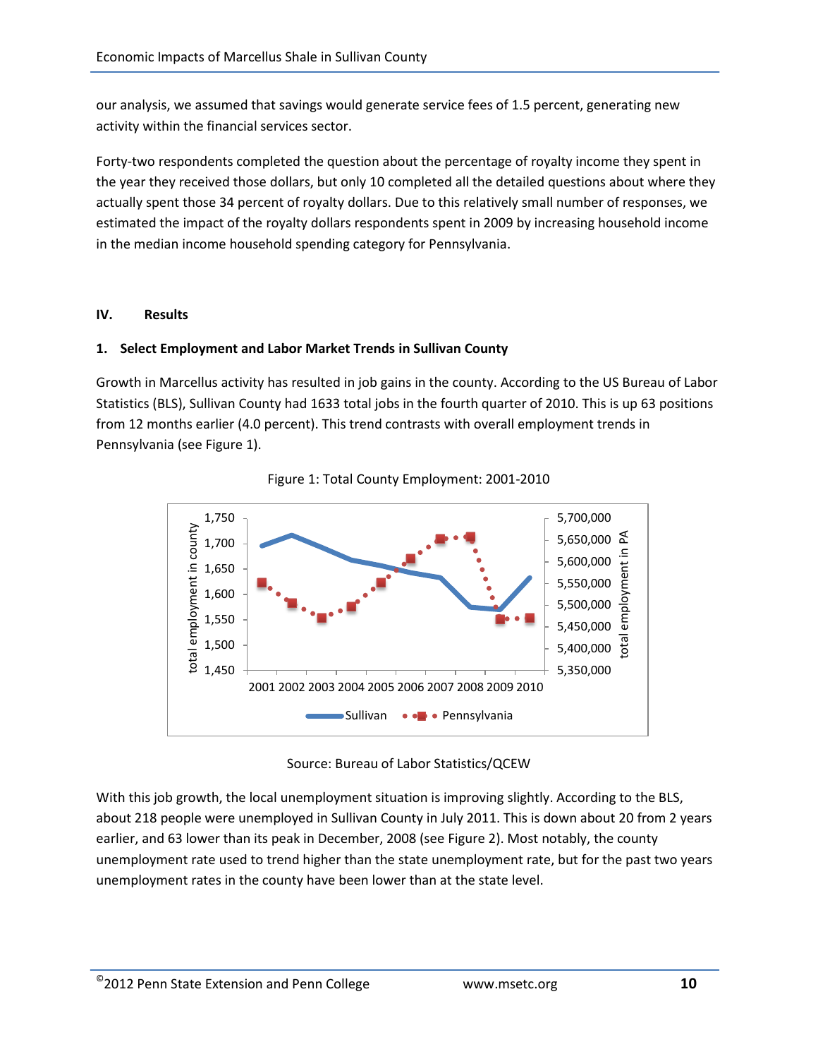our analysis, we assumed that savings would generate service fees of 1.5 percent, generating new activity within the financial services sector.

Forty-two respondents completed the question about the percentage of royalty income they spent in the year they received those dollars, but only 10 completed all the detailed questions about where they actually spent those 34 percent of royalty dollars. Due to this relatively small number of responses, we estimated the impact of the royalty dollars respondents spent in 2009 by increasing household income in the median income household spending category for Pennsylvania.

## IV. Results

### 1. Select Employment and Labor Market Trends in Sullivan County

Growth in Marcellus activity has resulted in job gains in the county. According to the US Bureau of Labor Statistics (BLS), Sullivan County had 1633 total jobs in the fourth quarter of 2010. This is up 63 positions from 12 months earlier (4.0 percent). This trend contrasts with overall employment trends in Pennsylvania (see Figure 1).

Figure 1: Total County Employment: 2001-2010

Source: Bureau of Labor Statistics/QCEW

With this job growth, the local unemployment situation is improving slightly. According to the BLS, about 218 people were unemployed in Sullivan County in July 2011. This is down about 20 from 2 years earlier, and 63 lower than its peak in December, 2008 (see Figure 2). Most notably, the county unemployment rate used to trend higher than the state unemployment rate, but for the past two years unemployment rates in the county have been lower than at the state level.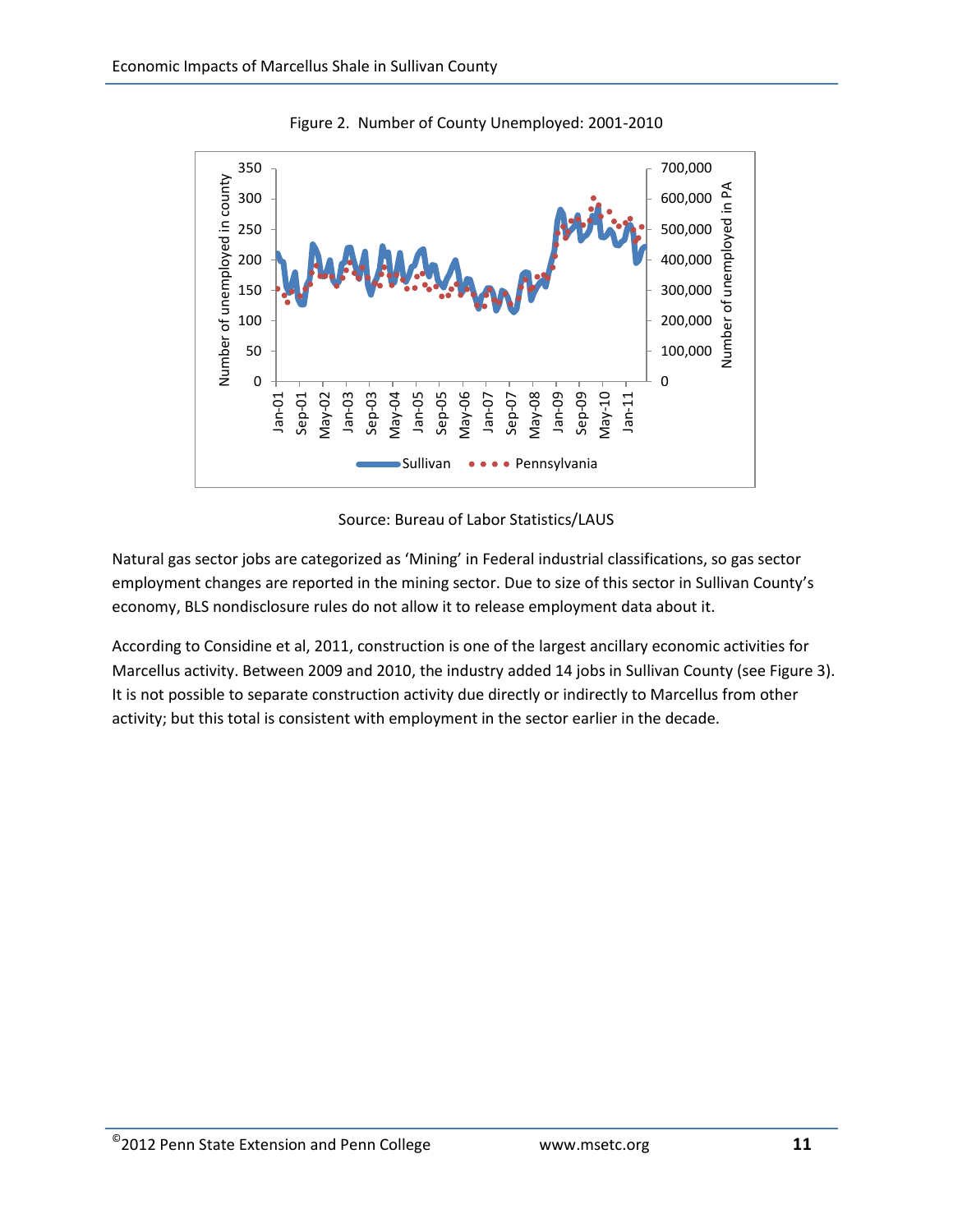Figure 2. Number of County Unemployed: 2001-2010

Source: Bureau of Labor Statistics/LAUS

Natural gas sector jobs are categorized as 'Mining' in Federal industrial classifications, so gas sector employment changes are reported in the mining sector. Due to size of this sector in Sullivan County's economy, BLS nondisclosure rules do not allow it to release employment data about it.

According to Considine et al, 2011, construction is one of the largest ancillary economic activities for Marcellus activity. Between 2009 and 2010, the industry added 14 jobs in Sullivan County (see Figure 3). It is not possible to separate construction activity due directly or indirectly to Marcellus from other activity; but this total is consistent with employment in the sector earlier in the decade.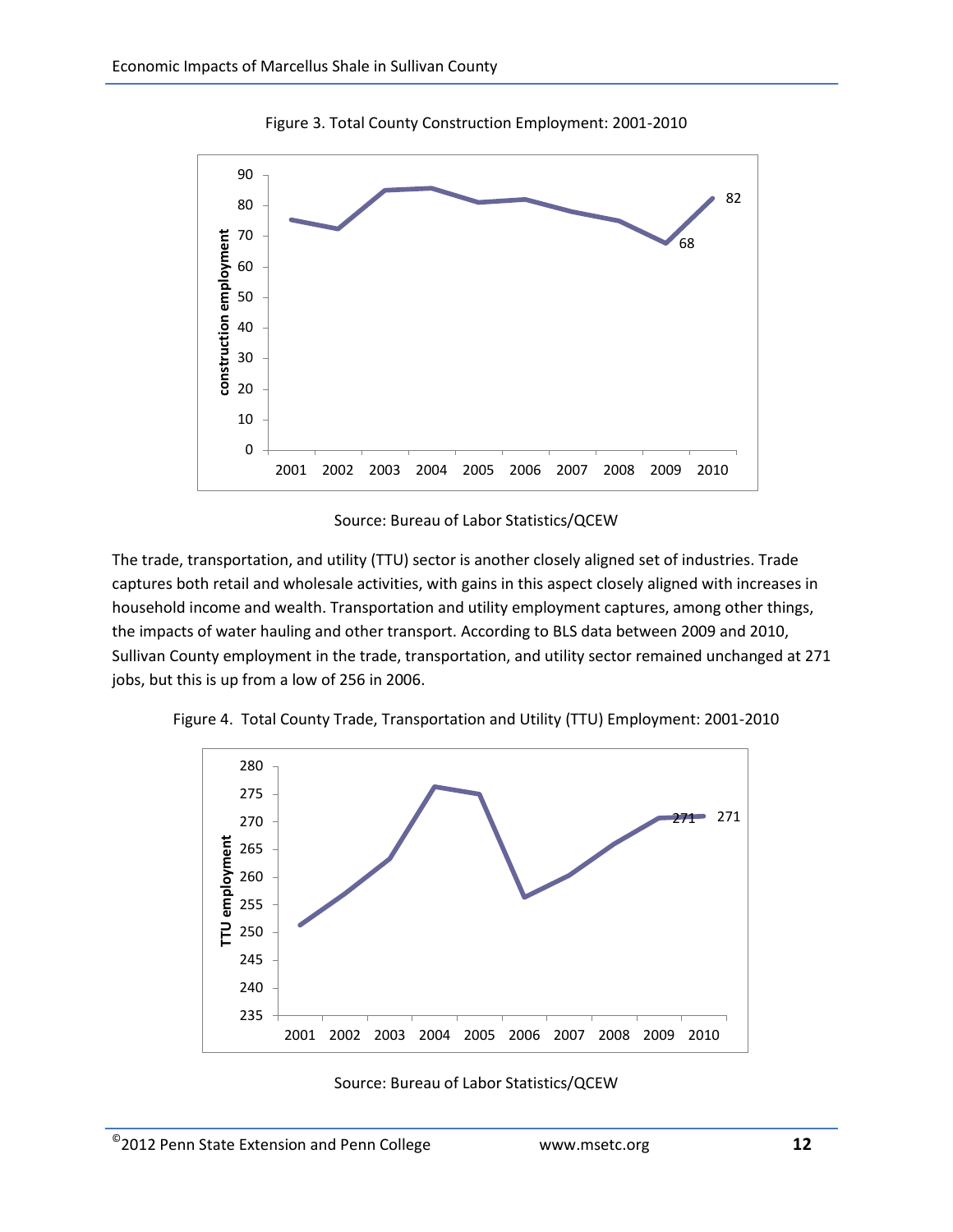Figure 3. Total County Construction Employment: 2001-2010

Source: Bureau of Labor Statistics/QCEW

The trade, transportation, and utility (TTU) sector is another closely aligned set of industries. Trade captures both retail and wholesale activities, with gains in this aspect closely aligned with increases in household income and wealth. Transportation and utility employment captures, among other things, the impacts of water hauling and other transport. According to BLS data between 2009 and 2010, Sullivan County employment in the trade, transportation, and utility sector remained unchanged at 271 jobs, but this is up from a low of 256 in 2006.

Figure 4. Total County Trade, Transportation and Utility (TTU) Employment: 2001-2010

Source: Bureau of Labor Statistics/QCEW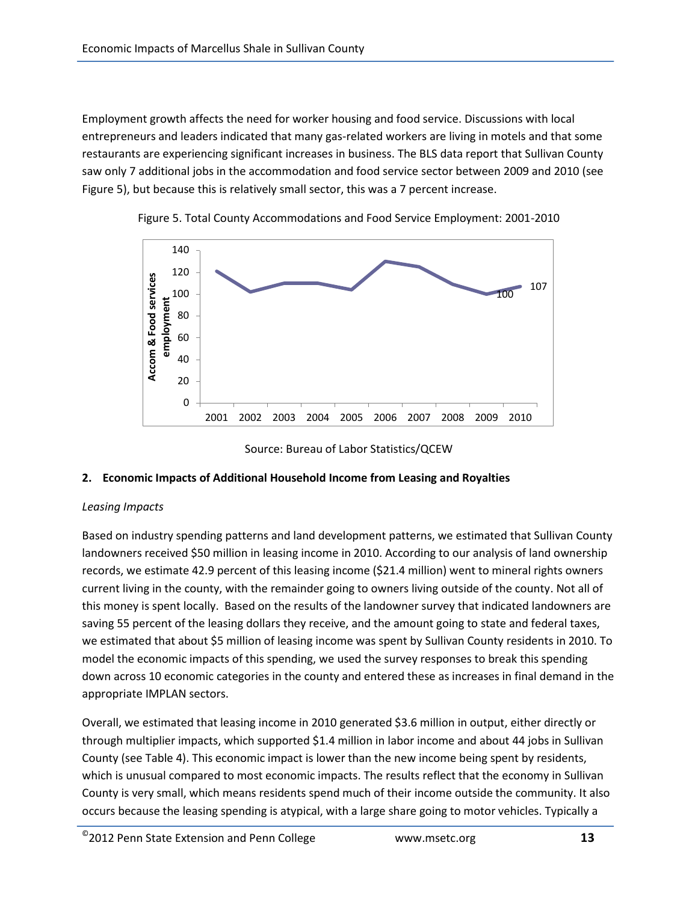Employment growth affects the need for worker housing and food service. Discussions with local entrepreneurs and leaders indicated that many gas-related workers are living in motels and that some restaurants are experiencing significant increases in business. The BLS data report that Sullivan County saw only 7 additional jobs in the accommodation and food service sector between 2009 and 2010 (see Figure 5), but because this is relatively small sector, this was a 7 percent increase.

Figure 5. Total County Accommodations and Food Service Employment: 2001-2010

Source: Bureau of Labor Statistics/QCEW

## 2. Economic Impacts of Additional Household Income from Leasing and Royalties

*Leasing Impacts*

Based on industry spending patterns and land development patterns, we estimated that Sullivan County landowners received $50 million in leasing income in 2010. According to our analysis of land ownership records, we estimate 42.9 percent of this leasing income ($21.4 million) went to mineral rights owners current living in the county, with the remainder going to owners living outside of the county. Not all of this money is spent locally. Based on the results of the landowner survey that indicated landowners are saving 55 percent of the leasing dollars they receive, and the amount going to state and federal taxes, we estimated that about $5 million of leasing income was spent by Sullivan County residents in 2010. To model the economic impacts of this spending, we used the survey responses to break this spending down across 10 economic categories in the county and entered these as increases in final demand in the appropriate IMPLAN sectors.

Overall, we estimated that leasing income in 2010 generated $3.6 million in output, either directly or through multiplier impacts, which supported $1.4 million in labor income and about 44 jobs in Sullivan County (see Table 4). This economic impact is lower than the new income being spent by residents, which is unusual compared to most economic impacts. The results reflect that the economy in Sullivan County is very small, which means residents spend much of their income outside the community. It also occurs because the leasing spending is atypical, with a large share going to motor vehicles. Typically a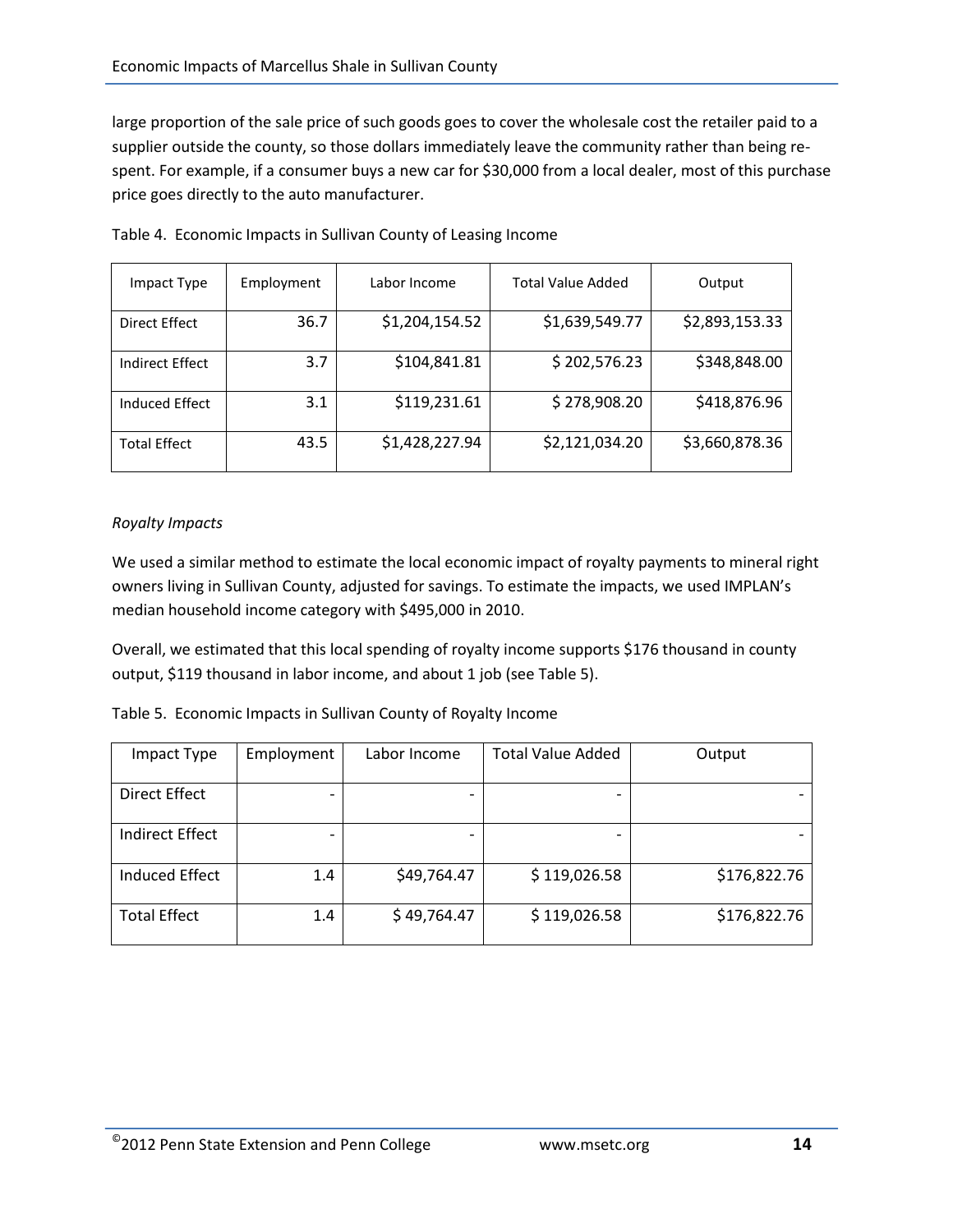large proportion of the sale price of such goods goes to cover the wholesale cost the retailer paid to a supplier outside the county, so those dollars immediately leave the community rather than being re-spent. For example, if a consumer buys a new car for $30,000 from a local dealer, most of this purchase price goes directly to the auto manufacturer.

Table 4. Economic Impacts in Sullivan County of Leasing Income

| Impact Type | Employment | Labor Income | Total Value Added | Output |
|---|---|---|---|---|
| Direct Effect | 36.7 | $1,204,154.52 | $1,639,549.77 | $2,893,153.33 |
| Indirect Effect | 3.7 | $104,841.81 | $ 202,576.23 | $348,848.00 |
| Induced Effect | 3.1 | $119,231.61 | $ 278,908.20 | $418,876.96 |
| Total Effect | 43.5 | $1,428,227.94 | $2,121,034.20 | $3,660,878.36 |

*Royalty Impacts*

We used a similar method to estimate the local economic impact of royalty payments to mineral right owners living in Sullivan County, adjusted for savings. To estimate the impacts, we used IMPLAN's median household income category with $495,000 in 2010.

Overall, we estimated that this local spending of royalty income supports $176 thousand in county output, $119 thousand in labor income, and about 1 job (see Table 5).

Table 5. Economic Impacts in Sullivan County of Royalty Income

| Impact Type | Employment | Labor Income | Total Value Added | Output |
|---|---|---|---|---|
| Direct Effect | - | - | - | - |
| Indirect Effect | - | - | - | - |
| Induced Effect | 1.4 | $49,764.47 | $ 119,026.58 | $176,822.76 |
| Total Effect | 1.4 | $ 49,764.47 | $ 119,026.58 | $176,822.76 |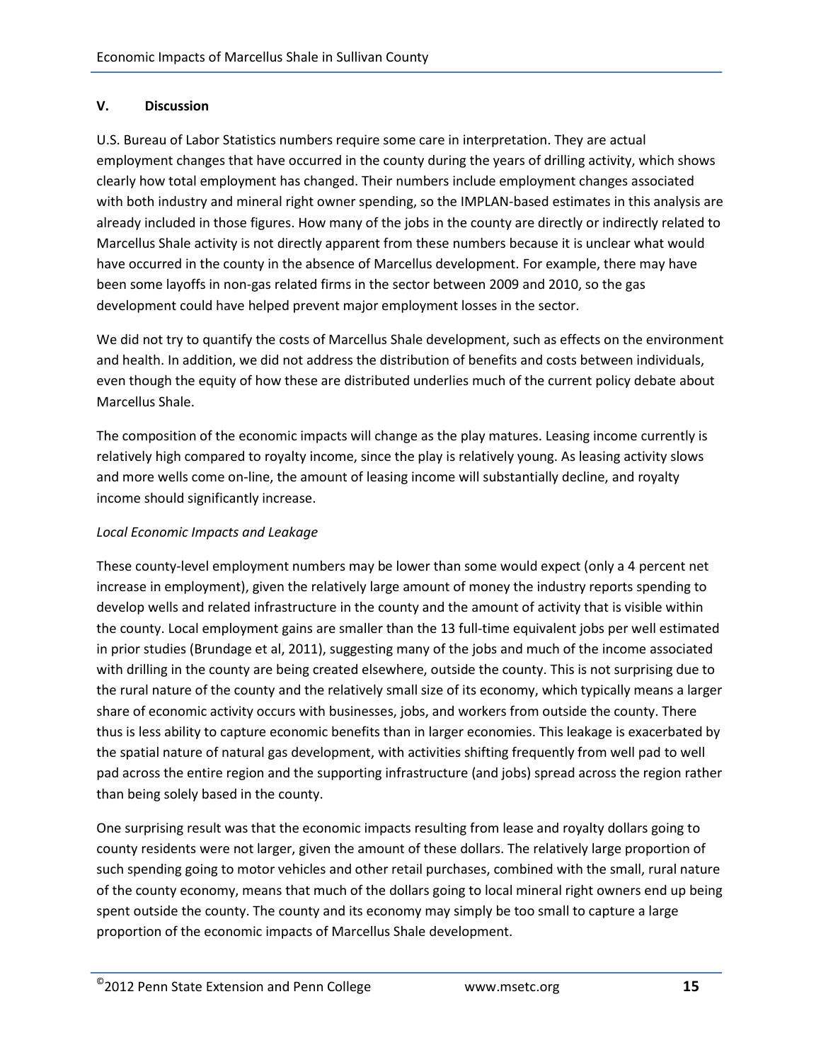## V. Discussion

U.S. Bureau of Labor Statistics numbers require some care in interpretation. They are actual employment changes that have occurred in the county during the years of drilling activity, which shows clearly how total employment has changed. Their numbers include employment changes associated with both industry and mineral right owner spending, so the IMPLAN-based estimates in this analysis are already included in those figures. How many of the jobs in the county are directly or indirectly related to Marcellus Shale activity is not directly apparent from these numbers because it is unclear what would have occurred in the county in the absence of Marcellus development. For example, there may have been some layoffs in non-gas related firms in the sector between 2009 and 2010, so the gas development could have helped prevent major employment losses in the sector.

We did not try to quantify the costs of Marcellus Shale development, such as effects on the environment and health. In addition, we did not address the distribution of benefits and costs between individuals, even though the equity of how these are distributed underlies much of the current policy debate about Marcellus Shale.

The composition of the economic impacts will change as the play matures. Leasing income currently is relatively high compared to royalty income, since the play is relatively young. As leasing activity slows and more wells come on-line, the amount of leasing income will substantially decline, and royalty income should significantly increase.

*Local Economic Impacts and Leakage*

These county-level employment numbers may be lower than some would expect (only a 4 percent net increase in employment), given the relatively large amount of money the industry reports spending to develop wells and related infrastructure in the county and the amount of activity that is visible within the county. Local employment gains are smaller than the 13 full-time equivalent jobs per well estimated in prior studies (Brundage et al, 2011), suggesting many of the jobs and much of the income associated with drilling in the county are being created elsewhere, outside the county. This is not surprising due to the rural nature of the county and the relatively small size of its economy, which typically means a larger share of economic activity occurs with businesses, jobs, and workers from outside the county. There thus is less ability to capture economic benefits than in larger economies. This leakage is exacerbated by the spatial nature of natural gas development, with activities shifting frequently from well pad to well pad across the entire region and the supporting infrastructure (and jobs) spread across the region rather than being solely based in the county.

One surprising result was that the economic impacts resulting from lease and royalty dollars going to county residents were not larger, given the amount of these dollars. The relatively large proportion of such spending going to motor vehicles and other retail purchases, combined with the small, rural nature of the county economy, means that much of the dollars going to local mineral right owners end up being spent outside the county. The county and its economy may simply be too small to capture a large proportion of the economic impacts of Marcellus Shale development.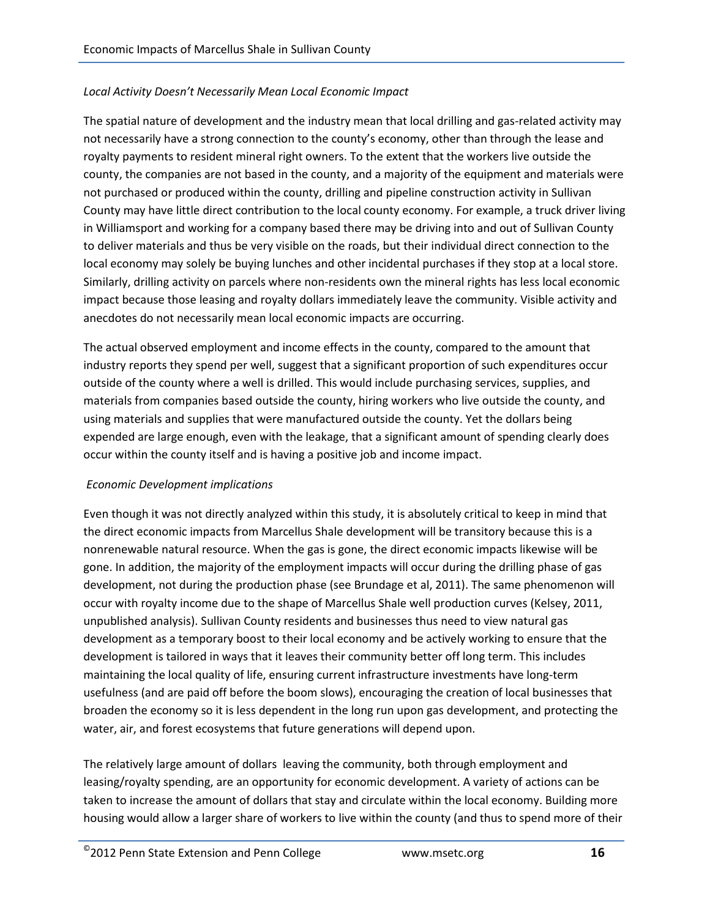*Local Activity Doesn't Necessarily Mean Local Economic Impact*

The spatial nature of development and the industry mean that local drilling and gas-related activity may not necessarily have a strong connection to the county's economy, other than through the lease and royalty payments to resident mineral right owners. To the extent that the workers live outside the county, the companies are not based in the county, and a majority of the equipment and materials were not purchased or produced within the county, drilling and pipeline construction activity in Sullivan County may have little direct contribution to the local county economy. For example, a truck driver living in Williamsport and working for a company based there may be driving into and out of Sullivan County to deliver materials and thus be very visible on the roads, but their individual direct connection to the local economy may solely be buying lunches and other incidental purchases if they stop at a local store. Similarly, drilling activity on parcels where non-residents own the mineral rights has less local economic impact because those leasing and royalty dollars immediately leave the community. Visible activity and anecdotes do not necessarily mean local economic impacts are occurring.

The actual observed employment and income effects in the county, compared to the amount that industry reports they spend per well, suggest that a significant proportion of such expenditures occur outside of the county where a well is drilled. This would include purchasing services, supplies, and materials from companies based outside the county, hiring workers who live outside the county, and using materials and supplies that were manufactured outside the county. Yet the dollars being expended are large enough, even with the leakage, that a significant amount of spending clearly does occur within the county itself and is having a positive job and income impact.

*Economic Development implications*

Even though it was not directly analyzed within this study, it is absolutely critical to keep in mind that the direct economic impacts from Marcellus Shale development will be transitory because this is a nonrenewable natural resource. When the gas is gone, the direct economic impacts likewise will be gone. In addition, the majority of the employment impacts will occur during the drilling phase of gas development, not during the production phase (see Brundage et al, 2011). The same phenomenon will occur with royalty income due to the shape of Marcellus Shale well production curves (Kelsey, 2011, unpublished analysis). Sullivan County residents and businesses thus need to view natural gas development as a temporary boost to their local economy and be actively working to ensure that the development is tailored in ways that it leaves their community better off long term. This includes maintaining the local quality of life, ensuring current infrastructure investments have long-term usefulness (and are paid off before the boom slows), encouraging the creation of local businesses that broaden the economy so it is less dependent in the long run upon gas development, and protecting the water, air, and forest ecosystems that future generations will depend upon.

The relatively large amount of dollars leaving the community, both through employment and leasing/royalty spending, are an opportunity for economic development. A variety of actions can be taken to increase the amount of dollars that stay and circulate within the local economy. Building more housing would allow a larger share of workers to live within the county (and thus to spend more of their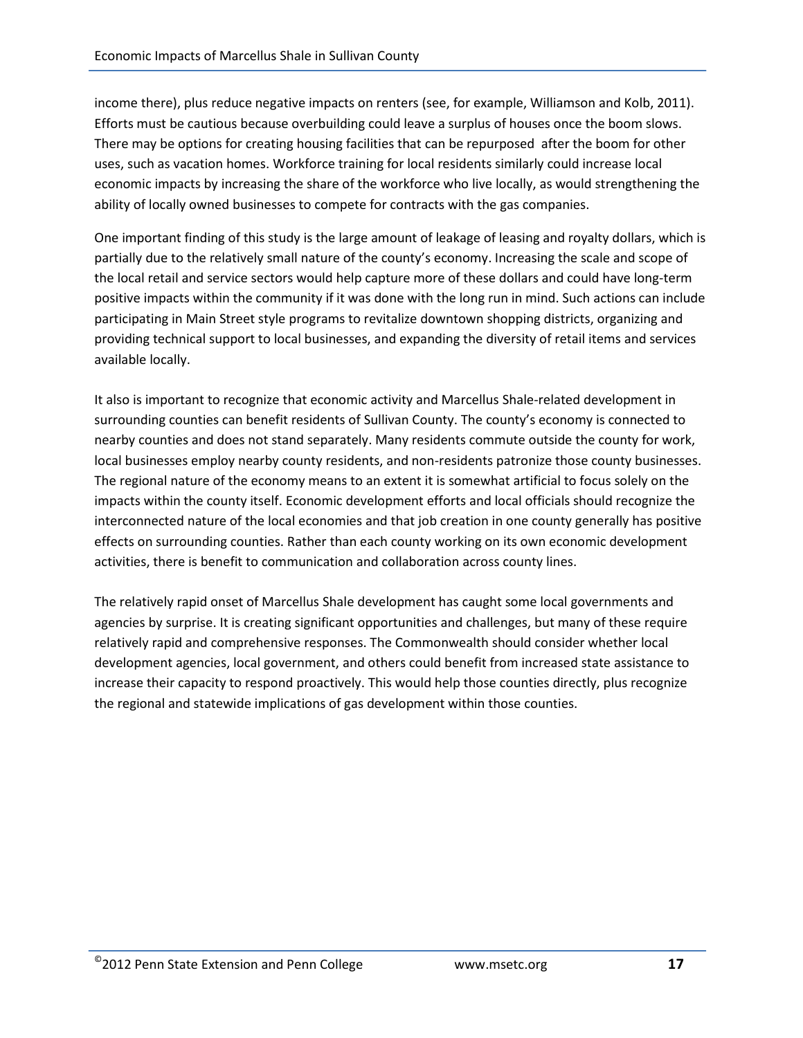income there), plus reduce negative impacts on renters (see, for example, Williamson and Kolb, 2011). Efforts must be cautious because overbuilding could leave a surplus of houses once the boom slows. There may be options for creating housing facilities that can be repurposed after the boom for other uses, such as vacation homes. Workforce training for local residents similarly could increase local economic impacts by increasing the share of the workforce who live locally, as would strengthening the ability of locally owned businesses to compete for contracts with the gas companies.

One important finding of this study is the large amount of leakage of leasing and royalty dollars, which is partially due to the relatively small nature of the county's economy. Increasing the scale and scope of the local retail and service sectors would help capture more of these dollars and could have long-term positive impacts within the community if it was done with the long run in mind. Such actions can include participating in Main Street style programs to revitalize downtown shopping districts, organizing and providing technical support to local businesses, and expanding the diversity of retail items and services available locally.

It also is important to recognize that economic activity and Marcellus Shale-related development in surrounding counties can benefit residents of Sullivan County. The county's economy is connected to nearby counties and does not stand separately. Many residents commute outside the county for work, local businesses employ nearby county residents, and non-residents patronize those county businesses. The regional nature of the economy means to an extent it is somewhat artificial to focus solely on the impacts within the county itself. Economic development efforts and local officials should recognize the interconnected nature of the local economies and that job creation in one county generally has positive effects on surrounding counties. Rather than each county working on its own economic development activities, there is benefit to communication and collaboration across county lines.

The relatively rapid onset of Marcellus Shale development has caught some local governments and agencies by surprise. It is creating significant opportunities and challenges, but many of these require relatively rapid and comprehensive responses. The Commonwealth should consider whether local development agencies, local government, and others could benefit from increased state assistance to increase their capacity to respond proactively. This would help those counties directly, plus recognize the regional and statewide implications of gas development within those counties.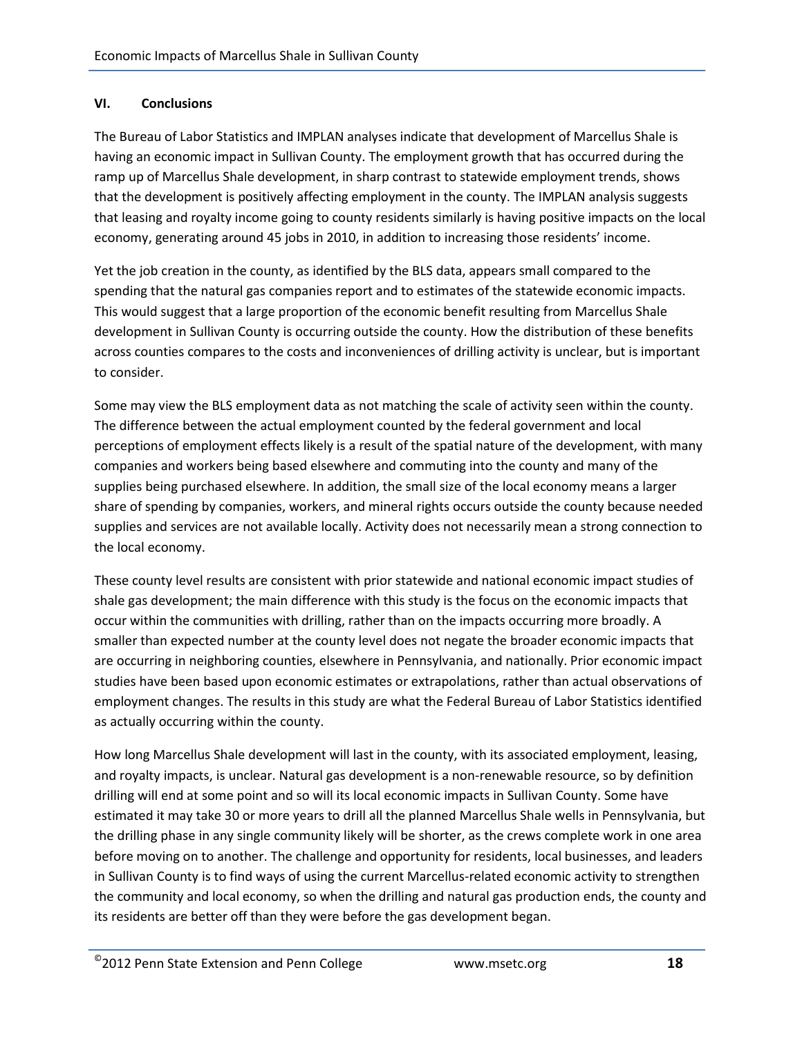## VI. Conclusions

The Bureau of Labor Statistics and IMPLAN analyses indicate that development of Marcellus Shale is having an economic impact in Sullivan County. The employment growth that has occurred during the ramp up of Marcellus Shale development, in sharp contrast to statewide employment trends, shows that the development is positively affecting employment in the county. The IMPLAN analysis suggests that leasing and royalty income going to county residents similarly is having positive impacts on the local economy, generating around 45 jobs in 2010, in addition to increasing those residents' income.

Yet the job creation in the county, as identified by the BLS data, appears small compared to the spending that the natural gas companies report and to estimates of the statewide economic impacts. This would suggest that a large proportion of the economic benefit resulting from Marcellus Shale development in Sullivan County is occurring outside the county. How the distribution of these benefits across counties compares to the costs and inconveniences of drilling activity is unclear, but is important to consider.

Some may view the BLS employment data as not matching the scale of activity seen within the county. The difference between the actual employment counted by the federal government and local perceptions of employment effects likely is a result of the spatial nature of the development, with many companies and workers being based elsewhere and commuting into the county and many of the supplies being purchased elsewhere. In addition, the small size of the local economy means a larger share of spending by companies, workers, and mineral rights occurs outside the county because needed supplies and services are not available locally. Activity does not necessarily mean a strong connection to the local economy.

These county level results are consistent with prior statewide and national economic impact studies of shale gas development; the main difference with this study is the focus on the economic impacts that occur within the communities with drilling, rather than on the impacts occurring more broadly. A smaller than expected number at the county level does not negate the broader economic impacts that are occurring in neighboring counties, elsewhere in Pennsylvania, and nationally. Prior economic impact studies have been based upon economic estimates or extrapolations, rather than actual observations of employment changes. The results in this study are what the Federal Bureau of Labor Statistics identified as actually occurring within the county.

How long Marcellus Shale development will last in the county, with its associated employment, leasing, and royalty impacts, is unclear. Natural gas development is a non-renewable resource, so by definition drilling will end at some point and so will its local economic impacts in Sullivan County. Some have estimated it may take 30 or more years to drill all the planned Marcellus Shale wells in Pennsylvania, but the drilling phase in any single community likely will be shorter, as the crews complete work in one area before moving on to another. The challenge and opportunity for residents, local businesses, and leaders in Sullivan County is to find ways of using the current Marcellus-related economic activity to strengthen the community and local economy, so when the drilling and natural gas production ends, the county and its residents are better off than they were before the gas development began.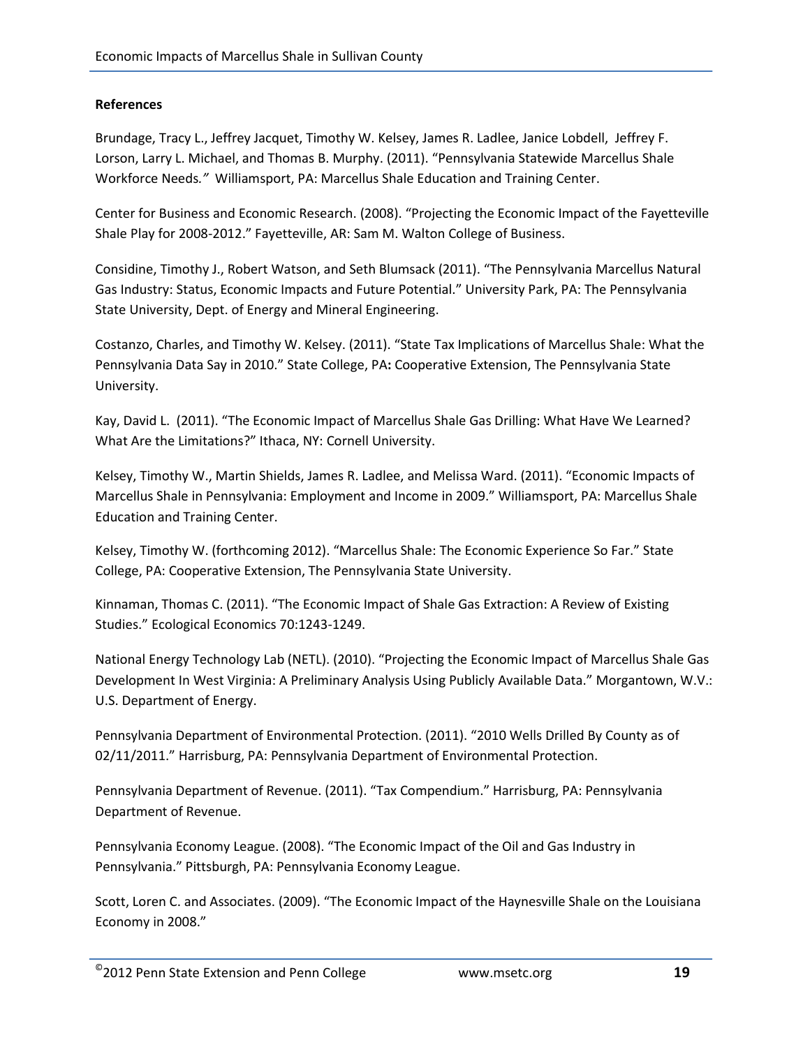**References**

Brundage, Tracy L., Jeffrey Jacquet, Timothy W. Kelsey, James R. Ladlee, Janice Lobdell, Jeffrey F. Lorson, Larry L. Michael, and Thomas B. Murphy. (2011). "Pennsylvania Statewide Marcellus Shale Workforce Needs*."* Williamsport, PA: Marcellus Shale Education and Training Center.

Center for Business and Economic Research. (2008). "Projecting the Economic Impact of the Fayetteville Shale Play for 2008-2012." Fayetteville, AR: Sam M. Walton College of Business.

Considine, Timothy J., Robert Watson, and Seth Blumsack (2011). "The Pennsylvania Marcellus Natural Gas Industry: Status, Economic Impacts and Future Potential." University Park, PA: The Pennsylvania State University, Dept. of Energy and Mineral Engineering.

Costanzo, Charles, and Timothy W. Kelsey. (2011). "State Tax Implications of Marcellus Shale: What the Pennsylvania Data Say in 2010." State College, PA**:** Cooperative Extension, The Pennsylvania State University.

Kay, David L. (2011). "The Economic Impact of Marcellus Shale Gas Drilling: What Have We Learned? What Are the Limitations?" Ithaca, NY: Cornell University.

Kelsey, Timothy W., Martin Shields, James R. Ladlee, and Melissa Ward. (2011). "Economic Impacts of Marcellus Shale in Pennsylvania: Employment and Income in 2009." Williamsport, PA: Marcellus Shale Education and Training Center.

Kelsey, Timothy W. (forthcoming 2012). "Marcellus Shale: The Economic Experience So Far." State College, PA: Cooperative Extension, The Pennsylvania State University.

Kinnaman, Thomas C. (2011). "The Economic Impact of Shale Gas Extraction: A Review of Existing Studies." Ecological Economics 70:1243-1249.

National Energy Technology Lab (NETL). (2010). "Projecting the Economic Impact of Marcellus Shale Gas Development In West Virginia: A Preliminary Analysis Using Publicly Available Data." Morgantown, W.V.: U.S. Department of Energy.

Pennsylvania Department of Environmental Protection. (2011). "2010 Wells Drilled By County as of 02/11/2011." Harrisburg, PA: Pennsylvania Department of Environmental Protection.

Pennsylvania Department of Revenue. (2011). "Tax Compendium." Harrisburg, PA: Pennsylvania Department of Revenue.

Pennsylvania Economy League. (2008). "The Economic Impact of the Oil and Gas Industry in Pennsylvania." Pittsburgh, PA: Pennsylvania Economy League.

Scott, Loren C. and Associates. (2009). "The Economic Impact of the Haynesville Shale on the Louisiana Economy in 2008."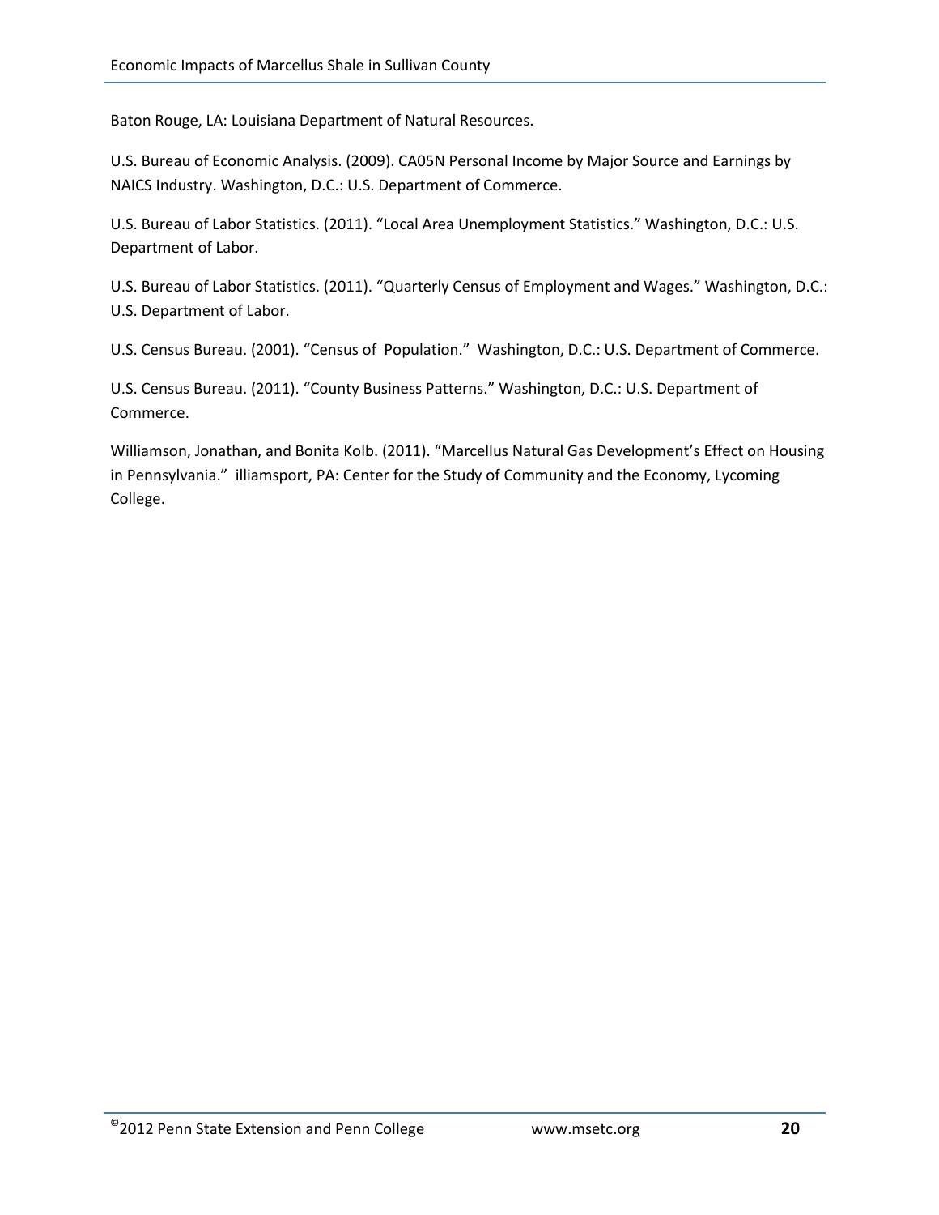Baton Rouge, LA: Louisiana Department of Natural Resources.

U.S. Bureau of Economic Analysis. (2009). CA05N Personal Income by Major Source and Earnings by NAICS Industry. Washington, D.C.: U.S. Department of Commerce.

U.S. Bureau of Labor Statistics. (2011). "Local Area Unemployment Statistics." Washington, D.C.: U.S. Department of Labor.

U.S. Bureau of Labor Statistics. (2011). "Quarterly Census of Employment and Wages." Washington, D.C.: U.S. Department of Labor.

U.S. Census Bureau. (2001). "Census of Population." Washington, D.C.: U.S. Department of Commerce.

U.S. Census Bureau. (2011). "County Business Patterns." Washington, D.C.: U.S. Department of Commerce.

Williamson, Jonathan, and Bonita Kolb. (2011). "Marcellus Natural Gas Development's Effect on Housing in Pennsylvania." illiamsport, PA: Center for the Study of Community and the Economy, Lycoming College.